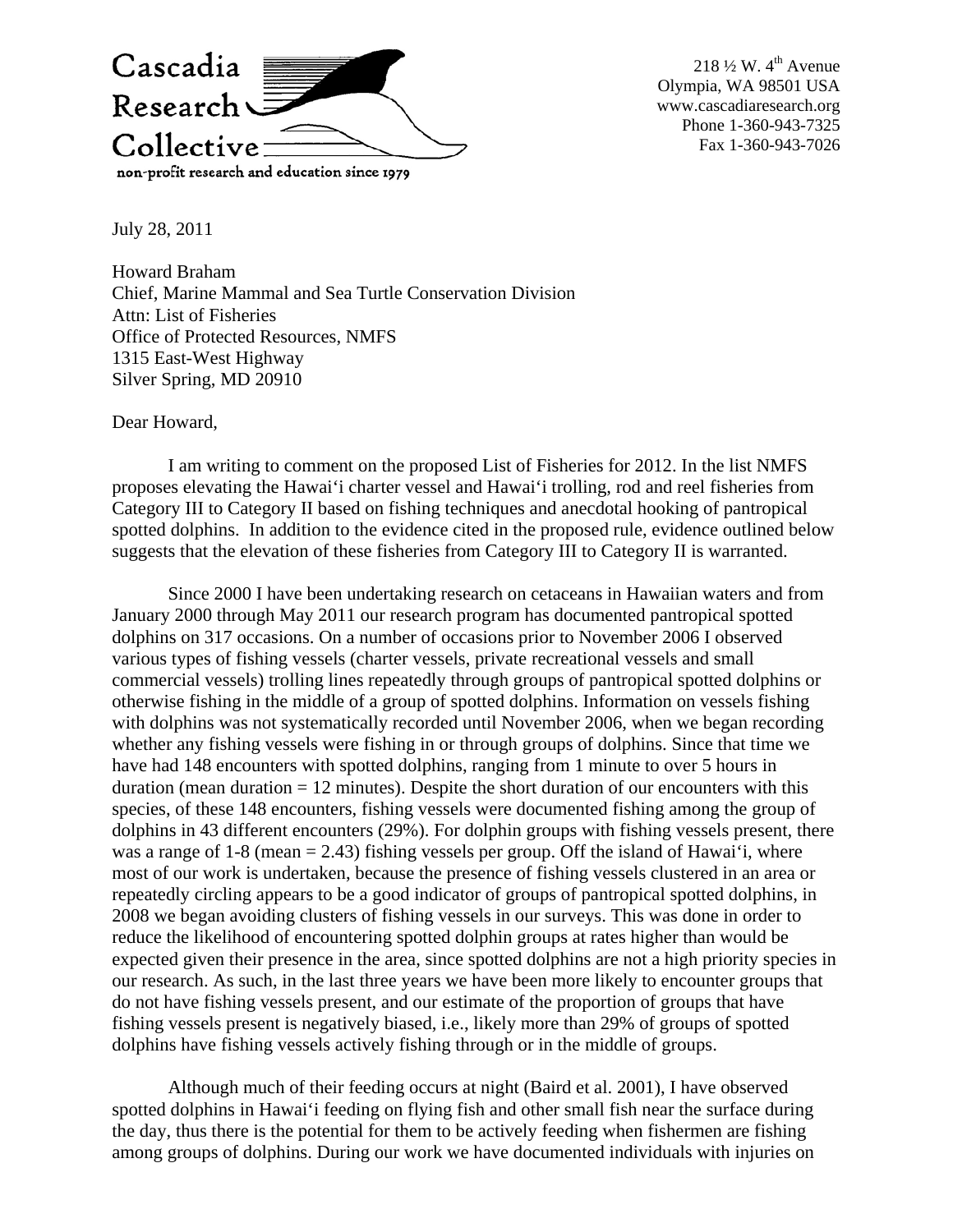Cascadia Research Collective

non-profit research and education since 1979

218 ½ W. 4th Avenue
Olympia, WA 98501 USA
www.cascadiaresearch.org
Phone 1-360-943-7325
Fax 1-360-943-7026

July 28, 2011

Howard Braham
Chief, Marine Mammal and Sea Turtle Conservation Division
Attn: List of Fisheries
Office of Protected Resources, NMFS
1315 East-West Highway
Silver Spring, MD 20910

Dear Howard,

I am writing to comment on the proposed List of Fisheries for 2012. In the list NMFS proposes elevating the Hawai'i charter vessel and Hawai'i trolling, rod and reel fisheries from Category III to Category II based on fishing techniques and anecdotal hooking of pantropical spotted dolphins. In addition to the evidence cited in the proposed rule, evidence outlined below suggests that the elevation of these fisheries from Category III to Category II is warranted.

Since 2000 I have been undertaking research on cetaceans in Hawaiian waters and from January 2000 through May 2011 our research program has documented pantropical spotted dolphins on 317 occasions. On a number of occasions prior to November 2006 I observed various types of fishing vessels (charter vessels, private recreational vessels and small commercial vessels) trolling lines repeatedly through groups of pantropical spotted dolphins or otherwise fishing in the middle of a group of spotted dolphins. Information on vessels fishing with dolphins was not systematically recorded until November 2006, when we began recording whether any fishing vessels were fishing in or through groups of dolphins. Since that time we have had 148 encounters with spotted dolphins, ranging from 1 minute to over 5 hours in duration (mean duration = 12 minutes). Despite the short duration of our encounters with this species, of these 148 encounters, fishing vessels were documented fishing among the group of dolphins in 43 different encounters (29%). For dolphin groups with fishing vessels present, there was a range of 1-8 (mean = 2.43) fishing vessels per group. Off the island of Hawai'i, where most of our work is undertaken, because the presence of fishing vessels clustered in an area or repeatedly circling appears to be a good indicator of groups of pantropical spotted dolphins, in 2008 we began avoiding clusters of fishing vessels in our surveys. This was done in order to reduce the likelihood of encountering spotted dolphin groups at rates higher than would be expected given their presence in the area, since spotted dolphins are not a high priority species in our research. As such, in the last three years we have been more likely to encounter groups that do not have fishing vessels present, and our estimate of the proportion of groups that have fishing vessels present is negatively biased, i.e., likely more than 29% of groups of spotted dolphins have fishing vessels actively fishing through or in the middle of groups.

Although much of their feeding occurs at night (Baird et al. 2001), I have observed spotted dolphins in Hawai'i feeding on flying fish and other small fish near the surface during the day, thus there is the potential for them to be actively feeding when fishermen are fishing among groups of dolphins. During our work we have documented individuals with injuries on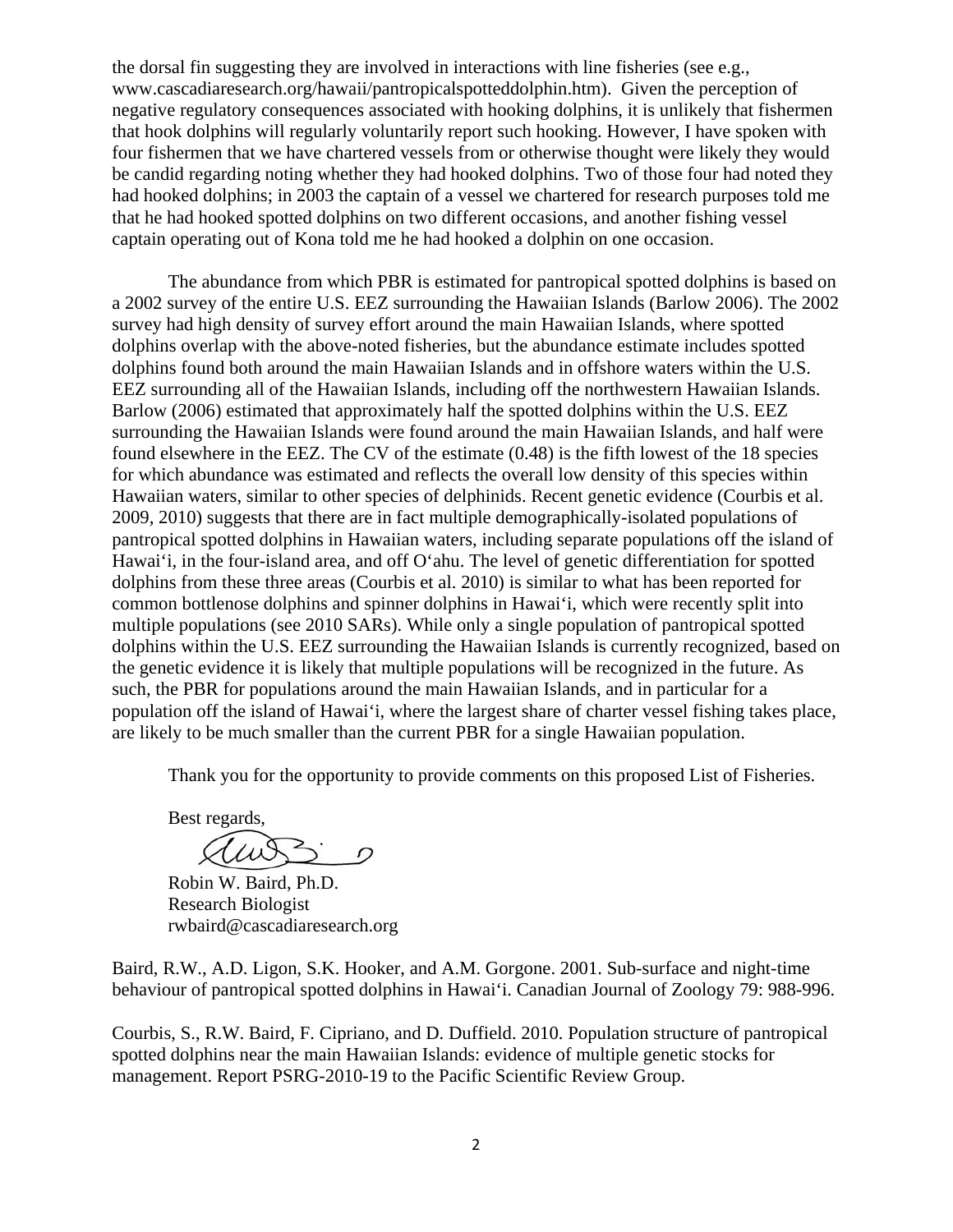the dorsal fin suggesting they are involved in interactions with line fisheries (see e.g., www.cascadiaresearch.org/hawaii/pantropicalspotteddolphin.htm). Given the perception of negative regulatory consequences associated with hooking dolphins, it is unlikely that fishermen that hook dolphins will regularly voluntarily report such hooking. However, I have spoken with four fishermen that we have chartered vessels from or otherwise thought were likely they would be candid regarding noting whether they had hooked dolphins. Two of those four had noted they had hooked dolphins; in 2003 the captain of a vessel we chartered for research purposes told me that he had hooked spotted dolphins on two different occasions, and another fishing vessel captain operating out of Kona told me he had hooked a dolphin on one occasion.

The abundance from which PBR is estimated for pantropical spotted dolphins is based on a 2002 survey of the entire U.S. EEZ surrounding the Hawaiian Islands (Barlow 2006). The 2002 survey had high density of survey effort around the main Hawaiian Islands, where spotted dolphins overlap with the above-noted fisheries, but the abundance estimate includes spotted dolphins found both around the main Hawaiian Islands and in offshore waters within the U.S. EEZ surrounding all of the Hawaiian Islands, including off the northwestern Hawaiian Islands. Barlow (2006) estimated that approximately half the spotted dolphins within the U.S. EEZ surrounding the Hawaiian Islands were found around the main Hawaiian Islands, and half were found elsewhere in the EEZ. The CV of the estimate (0.48) is the fifth lowest of the 18 species for which abundance was estimated and reflects the overall low density of this species within Hawaiian waters, similar to other species of delphinids. Recent genetic evidence (Courbis et al. 2009, 2010) suggests that there are in fact multiple demographically-isolated populations of pantropical spotted dolphins in Hawaiian waters, including separate populations off the island of Hawai‘i, in the four-island area, and off O‘ahu. The level of genetic differentiation for spotted dolphins from these three areas (Courbis et al. 2010) is similar to what has been reported for common bottlenose dolphins and spinner dolphins in Hawai‘i, which were recently split into multiple populations (see 2010 SARs). While only a single population of pantropical spotted dolphins within the U.S. EEZ surrounding the Hawaiian Islands is currently recognized, based on the genetic evidence it is likely that multiple populations will be recognized in the future. As such, the PBR for populations around the main Hawaiian Islands, and in particular for a population off the island of Hawai‘i, where the largest share of charter vessel fishing takes place, are likely to be much smaller than the current PBR for a single Hawaiian population.

Thank you for the opportunity to provide comments on this proposed List of Fisheries.

Best regards,

Robin W. Baird, Ph.D.
Research Biologist
rwbaird@cascadiaresearch.org

Baird, R.W., A.D. Ligon, S.K. Hooker, and A.M. Gorgone. 2001. Sub-surface and night-time behaviour of pantropical spotted dolphins in Hawai‘i. Canadian Journal of Zoology 79: 988-996.

Courbis, S., R.W. Baird, F. Cipriano, and D. Duffield. 2010. Population structure of pantropical spotted dolphins near the main Hawaiian Islands: evidence of multiple genetic stocks for management. Report PSRG-2010-19 to the Pacific Scientific Review Group.